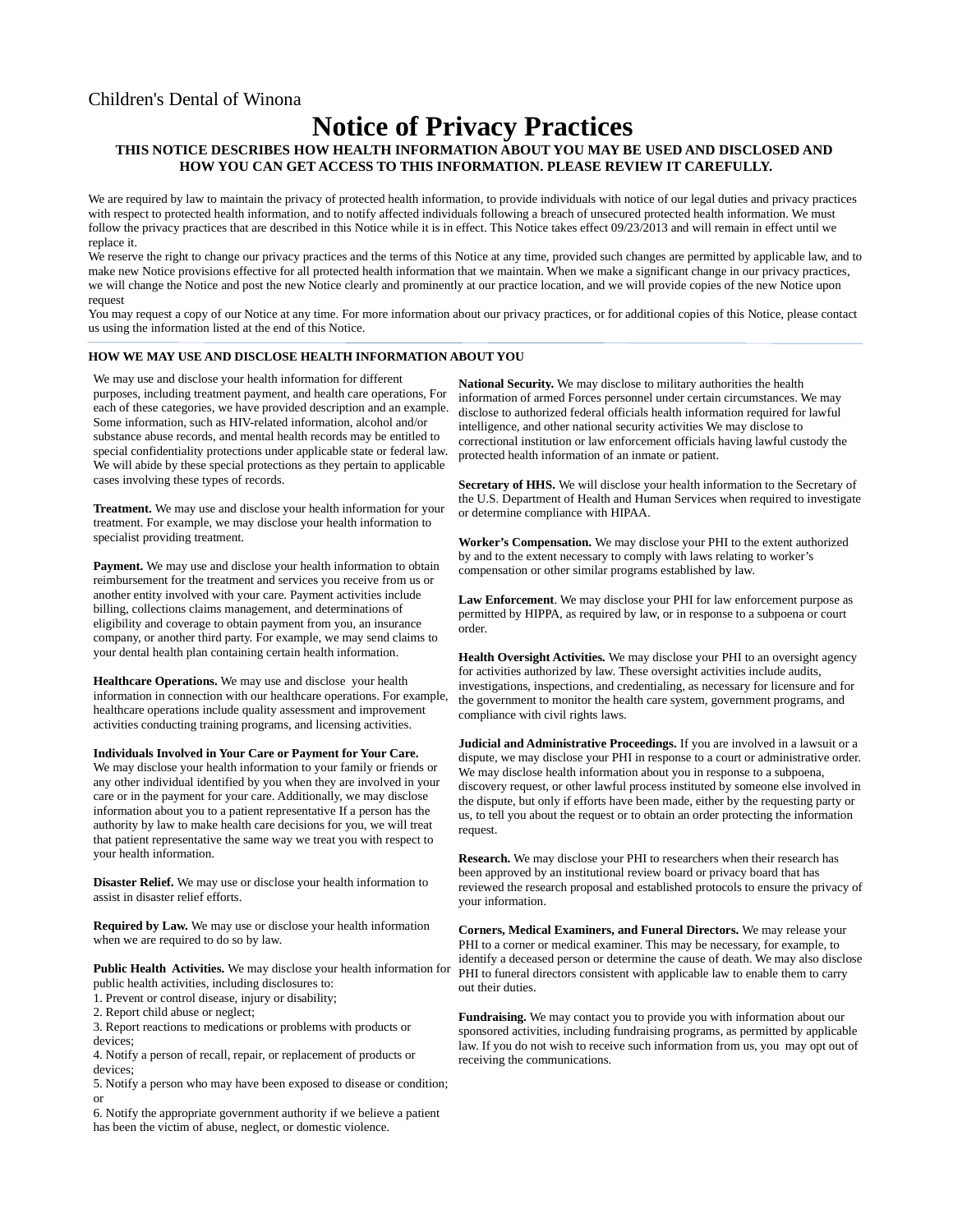Children's Dental of Winona

# Notice of Privacy Practices

**THIS NOTICE DESCRIBES HOW HEALTH INFORMATION ABOUT YOU MAY BE USED AND DISCLOSED AND HOW YOU CAN GET ACCESS TO THIS INFORMATION. PLEASE REVIEW IT CAREFULLY.**

We are required by law to maintain the privacy of protected health information, to provide individuals with notice of our legal duties and privacy practices with respect to protected health information, and to notify affected individuals following a breach of unsecured protected health information. We must follow the privacy practices that are described in this Notice while it is in effect. This Notice takes effect 09/23/2013 and will remain in effect until we replace it.

We reserve the right to change our privacy practices and the terms of this Notice at any time, provided such changes are permitted by applicable law, and to make new Notice provisions effective for all protected health information that we maintain. When we make a significant change in our privacy practices, we will change the Notice and post the new Notice clearly and prominently at our practice location, and we will provide copies of the new Notice upon request

You may request a copy of our Notice at any time. For more information about our privacy practices, or for additional copies of this Notice, please contact us using the information listed at the end of this Notice.

## HOW WE MAY USE AND DISCLOSE HEALTH INFORMATION ABOUT YOU

We may use and disclose your health information for different purposes, including treatment payment, and health care operations, For each of these categories, we have provided description and an example. Some information, such as HIV-related information, alcohol and/or substance abuse records, and mental health records may be entitled to special confidentiality protections under applicable state or federal law. We will abide by these special protections as they pertain to applicable cases involving these types of records.

**Treatment.** We may use and disclose your health information for your treatment. For example, we may disclose your health information to specialist providing treatment.

**Payment.** We may use and disclose your health information to obtain reimbursement for the treatment and services you receive from us or another entity involved with your care. Payment activities include billing, collections claims management, and determinations of eligibility and coverage to obtain payment from you, an insurance company, or another third party. For example, we may send claims to your dental health plan containing certain health information.

**Healthcare Operations.** We may use and disclose your health information in connection with our healthcare operations. For example, healthcare operations include quality assessment and improvement activities conducting training programs, and licensing activities.

**Individuals Involved in Your Care or Payment for Your Care.** We may disclose your health information to your family or friends or any other individual identified by you when they are involved in your care or in the payment for your care. Additionally, we may disclose information about you to a patient representative If a person has the authority by law to make health care decisions for you, we will treat that patient representative the same way we treat you with respect to your health information.

**Disaster Relief.** We may use or disclose your health information to assist in disaster relief efforts.

**Required by Law.** We may use or disclose your health information when we are required to do so by law.

**Public Health Activities.** We may disclose your health information for public health activities, including disclosures to:

1. Prevent or control disease, injury or disability;
2. Report child abuse or neglect;
3. Report reactions to medications or problems with products or devices;
4. Notify a person of recall, repair, or replacement of products or devices;
5. Notify a person who may have been exposed to disease or condition; or
6. Notify the appropriate government authority if we believe a patient has been the victim of abuse, neglect, or domestic violence.

**National Security.** We may disclose to military authorities the health information of armed Forces personnel under certain circumstances. We may disclose to authorized federal officials health information required for lawful intelligence, and other national security activities We may disclose to correctional institution or law enforcement officials having lawful custody the protected health information of an inmate or patient.

**Secretary of HHS.** We will disclose your health information to the Secretary of the U.S. Department of Health and Human Services when required to investigate or determine compliance with HIPAA.

**Worker's Compensation.** We may disclose your PHI to the extent authorized by and to the extent necessary to comply with laws relating to worker's compensation or other similar programs established by law.

**Law Enforcement**. We may disclose your PHI for law enforcement purpose as permitted by HIPPA, as required by law, or in response to a subpoena or court order.

**Health Oversight Activities.** We may disclose your PHI to an oversight agency for activities authorized by law. These oversight activities include audits, investigations, inspections, and credentialing, as necessary for licensure and for the government to monitor the health care system, government programs, and compliance with civil rights laws.

**Judicial and Administrative Proceedings.** If you are involved in a lawsuit or a dispute, we may disclose your PHI in response to a court or administrative order. We may disclose health information about you in response to a subpoena, discovery request, or other lawful process instituted by someone else involved in the dispute, but only if efforts have been made, either by the requesting party or us, to tell you about the request or to obtain an order protecting the information request.

**Research.** We may disclose your PHI to researchers when their research has been approved by an institutional review board or privacy board that has reviewed the research proposal and established protocols to ensure the privacy of your information.

**Corners, Medical Examiners, and Funeral Directors.** We may release your PHI to a corner or medical examiner. This may be necessary, for example, to identify a deceased person or determine the cause of death. We may also disclose PHI to funeral directors consistent with applicable law to enable them to carry out their duties.

**Fundraising.** We may contact you to provide you with information about our sponsored activities, including fundraising programs, as permitted by applicable law. If you do not wish to receive such information from us, you may opt out of receiving the communications.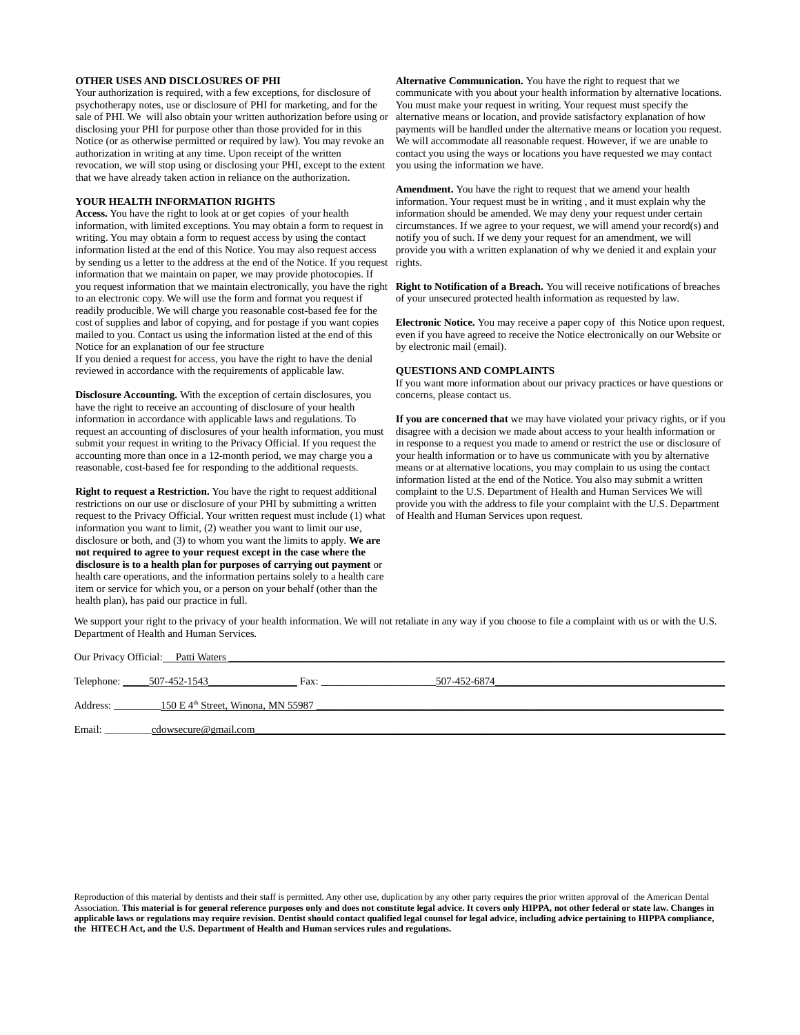## OTHER USES AND DISCLOSURES OF PHI

Your authorization is required, with a few exceptions, for disclosure of psychotherapy notes, use or disclosure of PHI for marketing, and for the sale of PHI. We will also obtain your written authorization before using or disclosing your PHI for purpose other than those provided for in this Notice (or as otherwise permitted or required by law). You may revoke an authorization in writing at any time. Upon receipt of the written revocation, we will stop using or disclosing your PHI, except to the extent that we have already taken action in reliance on the authorization.

## YOUR HEALTH INFORMATION RIGHTS

**Access.** You have the right to look at or get copies of your health information, with limited exceptions. You may obtain a form to request in writing. You may obtain a form to request access by using the contact information listed at the end of this Notice. You may also request access by sending us a letter to the address at the end of the Notice. If you request information that we maintain on paper, we may provide photocopies. If you request information that we maintain electronically, you have the right to an electronic copy. We will use the form and format you request if readily producible. We will charge you reasonable cost-based fee for the cost of supplies and labor of copying, and for postage if you want copies mailed to you. Contact us using the information listed at the end of this Notice for an explanation of our fee structure

If you denied a request for access, you have the right to have the denial reviewed in accordance with the requirements of applicable law.

**Disclosure Accounting.** With the exception of certain disclosures, you have the right to receive an accounting of disclosure of your health information in accordance with applicable laws and regulations. To request an accounting of disclosures of your health information, you must submit your request in writing to the Privacy Official. If you request the accounting more than once in a 12-month period, we may charge you a reasonable, cost-based fee for responding to the additional requests.

**Right to request a Restriction.** You have the right to request additional restrictions on our use or disclosure of your PHI by submitting a written request to the Privacy Official. Your written request must include (1) what information you want to limit, (2) weather you want to limit our use, disclosure or both, and (3) to whom you want the limits to apply. **We are not required to agree to your request except in the case where the disclosure is to a health plan for purposes of carrying out payment** or health care operations, and the information pertains solely to a health care item or service for which you, or a person on your behalf (other than the health plan), has paid our practice in full.

**Alternative Communication.** You have the right to request that we communicate with you about your health information by alternative locations. You must make your request in writing. Your request must specify the alternative means or location, and provide satisfactory explanation of how payments will be handled under the alternative means or location you request. We will accommodate all reasonable request. However, if we are unable to contact you using the ways or locations you have requested we may contact you using the information we have.

**Amendment.** You have the right to request that we amend your health information. Your request must be in writing , and it must explain why the information should be amended. We may deny your request under certain circumstances. If we agree to your request, we will amend your record(s) and notify you of such. If we deny your request for an amendment, we will provide you with a written explanation of why we denied it and explain your rights.

**Right to Notification of a Breach.** You will receive notifications of breaches of your unsecured protected health information as requested by law.

**Electronic Notice.** You may receive a paper copy of this Notice upon request, even if you have agreed to receive the Notice electronically on our Website or by electronic mail (email).

## QUESTIONS AND COMPLAINTS

If you want more information about our privacy practices or have questions or concerns, please contact us.

**If you are concerned that** we may have violated your privacy rights, or if you disagree with a decision we made about access to your health information or in response to a request you made to amend or restrict the use or disclosure of your health information or to have us communicate with you by alternative means or at alternative locations, you may complain to us using the contact information listed at the end of the Notice. You also may submit a written complaint to the U.S. Department of Health and Human Services We will provide you with the address to file your complaint with the U.S. Department of Health and Human Services upon request.

We support your right to the privacy of your health information. We will not retaliate in any way if you choose to file a complaint with us or with the U.S. Department of Health and Human Services.

Our Privacy Official: Patti Waters

Telephone: 507-452-1543 Fax: 507-452-6874

Address: 150 E 4th Street, Winona, MN 55987

Email: cdowsecure@gmail.com

Reproduction of this material by dentists and their staff is permitted. Any other use, duplication by any other party requires the prior written approval of the American Dental Association. **This material is for general reference purposes only and does not constitute legal advice. It covers only HIPPA, not other federal or state law. Changes in applicable laws or regulations may require revision. Dentist should contact qualified legal counsel for legal advice, including advice pertaining to HIPPA compliance, the HITECH Act, and the U.S. Department of Health and Human services rules and regulations.**